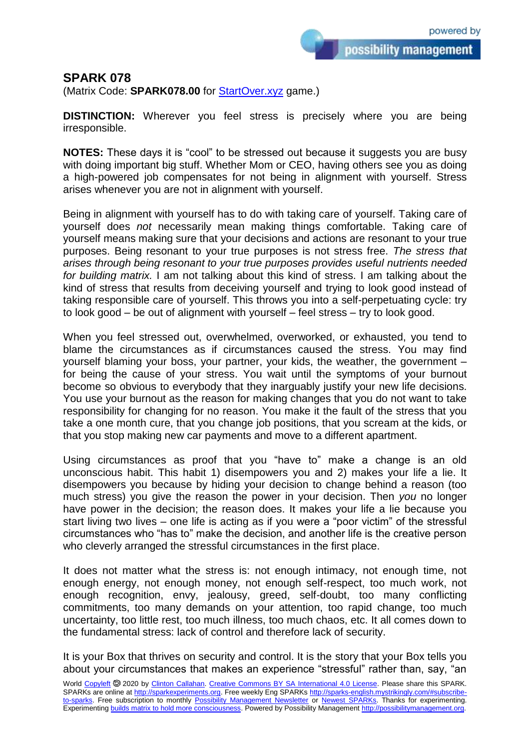## SPARK 078

(Matrix Code: **SPARK078.00** for StartOver.xyz game.)

**DISTINCTION:** Wherever you feel stress is precisely where you are being irresponsible.

**NOTES:** These days it is “cool” to be stressed out because it suggests you are busy with doing important big stuff. Whether Mom or CEO, having others see you as doing a high-powered job compensates for not being in alignment with yourself. Stress arises whenever you are not in alignment with yourself.

Being in alignment with yourself has to do with taking care of yourself. Taking care of yourself does *not* necessarily mean making things comfortable. Taking care of yourself means making sure that your decisions and actions are resonant to your true purposes. Being resonant to your true purposes is not stress free. *The stress that arises through being resonant to your true purposes provides useful nutrients needed for building matrix.* I am not talking about this kind of stress. I am talking about the kind of stress that results from deceiving yourself and trying to look good instead of taking responsible care of yourself. This throws you into a self-perpetuating cycle: try to look good – be out of alignment with yourself – feel stress – try to look good.

When you feel stressed out, overwhelmed, overworked, or exhausted, you tend to blame the circumstances as if circumstances caused the stress. You may find yourself blaming your boss, your partner, your kids, the weather, the government – for being the cause of your stress. You wait until the symptoms of your burnout become so obvious to everybody that they inarguably justify your new life decisions. You use your burnout as the reason for making changes that you do not want to take responsibility for changing for no reason. You make it the fault of the stress that you take a one month cure, that you change job positions, that you scream at the kids, or that you stop making new car payments and move to a different apartment.

Using circumstances as proof that you “have to” make a change is an old unconscious habit. This habit 1) disempowers you and 2) makes your life a lie. It disempowers you because by hiding your decision to change behind a reason (too much stress) you give the reason the power in your decision. Then *you* no longer have power in the decision; the reason does. It makes your life a lie because you start living two lives – one life is acting as if you were a “poor victim” of the stressful circumstances who “has to” make the decision, and another life is the creative person who cleverly arranged the stressful circumstances in the first place.

It does not matter what the stress is: not enough intimacy, not enough time, not enough energy, not enough money, not enough self-respect, too much work, not enough recognition, envy, jealousy, greed, self-doubt, too many conflicting commitments, too many demands on your attention, too rapid change, too much uncertainty, too little rest, too much illness, too much chaos, etc. It all comes down to the fundamental stress: lack of control and therefore lack of security.

It is your Box that thrives on security and control. It is the story that your Box tells you about your circumstances that makes an experience “stressful” rather than, say, “an

World Copyleft 🄯 2020 by Clinton Callahan. Creative Commons BY SA International 4.0 License. Please share this SPARK. SPARKs are online at http://sparkexperiments.org. Free weekly Eng SPARKs http://sparks-english.mystrikingly.com/#subscribe-to-sparks. Free subscription to monthly Possibility Management Newsletter or Newest SPARKs. Thanks for experimenting. Experimenting builds matrix to hold more consciousness. Powered by Possibility Management http://possibilitymanagement.org.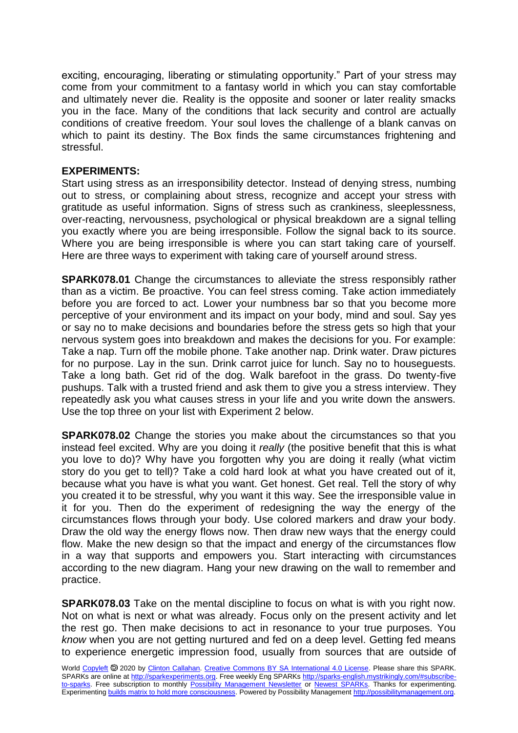exciting, encouraging, liberating or stimulating opportunity." Part of your stress may come from your commitment to a fantasy world in which you can stay comfortable and ultimately never die. Reality is the opposite and sooner or later reality smacks you in the face. Many of the conditions that lack security and control are actually conditions of creative freedom. Your soul loves the challenge of a blank canvas on which to paint its destiny. The Box finds the same circumstances frightening and stressful.

**EXPERIMENTS:**

Start using stress as an irresponsibility detector. Instead of denying stress, numbing out to stress, or complaining about stress, recognize and accept your stress with gratitude as useful information. Signs of stress such as crankiness, sleeplessness, over-reacting, nervousness, psychological or physical breakdown are a signal telling you exactly where you are being irresponsible. Follow the signal back to its source. Where you are being irresponsible is where you can start taking care of yourself. Here are three ways to experiment with taking care of yourself around stress.

**SPARK078.01** Change the circumstances to alleviate the stress responsibly rather than as a victim. Be proactive. You can feel stress coming. Take action immediately before you are forced to act. Lower your numbness bar so that you become more perceptive of your environment and its impact on your body, mind and soul. Say yes or say no to make decisions and boundaries before the stress gets so high that your nervous system goes into breakdown and makes the decisions for you. For example: Take a nap. Turn off the mobile phone. Take another nap. Drink water. Draw pictures for no purpose. Lay in the sun. Drink carrot juice for lunch. Say no to houseguests. Take a long bath. Get rid of the dog. Walk barefoot in the grass. Do twenty-five pushups. Talk with a trusted friend and ask them to give you a stress interview. They repeatedly ask you what causes stress in your life and you write down the answers. Use the top three on your list with Experiment 2 below.

**SPARK078.02** Change the stories you make about the circumstances so that you instead feel excited. Why are you doing it *really* (the positive benefit that this is what you love to do)? Why have you forgotten why you are doing it really (what victim story do you get to tell)? Take a cold hard look at what you have created out of it, because what you have is what you want. Get honest. Get real. Tell the story of why you created it to be stressful, why you want it this way. See the irresponsible value in it for you. Then do the experiment of redesigning the way the energy of the circumstances flows through your body. Use colored markers and draw your body. Draw the old way the energy flows now. Then draw new ways that the energy could flow. Make the new design so that the impact and energy of the circumstances flow in a way that supports and empowers you. Start interacting with circumstances according to the new diagram. Hang your new drawing on the wall to remember and practice.

**SPARK078.03** Take on the mental discipline to focus on what is with you right now. Not on what is next or what was already. Focus only on the present activity and let the rest go. Then make decisions to act in resonance to your true purposes. You *know* when you are not getting nurtured and fed on a deep level. Getting fed means to experience energetic impression food, usually from sources that are outside of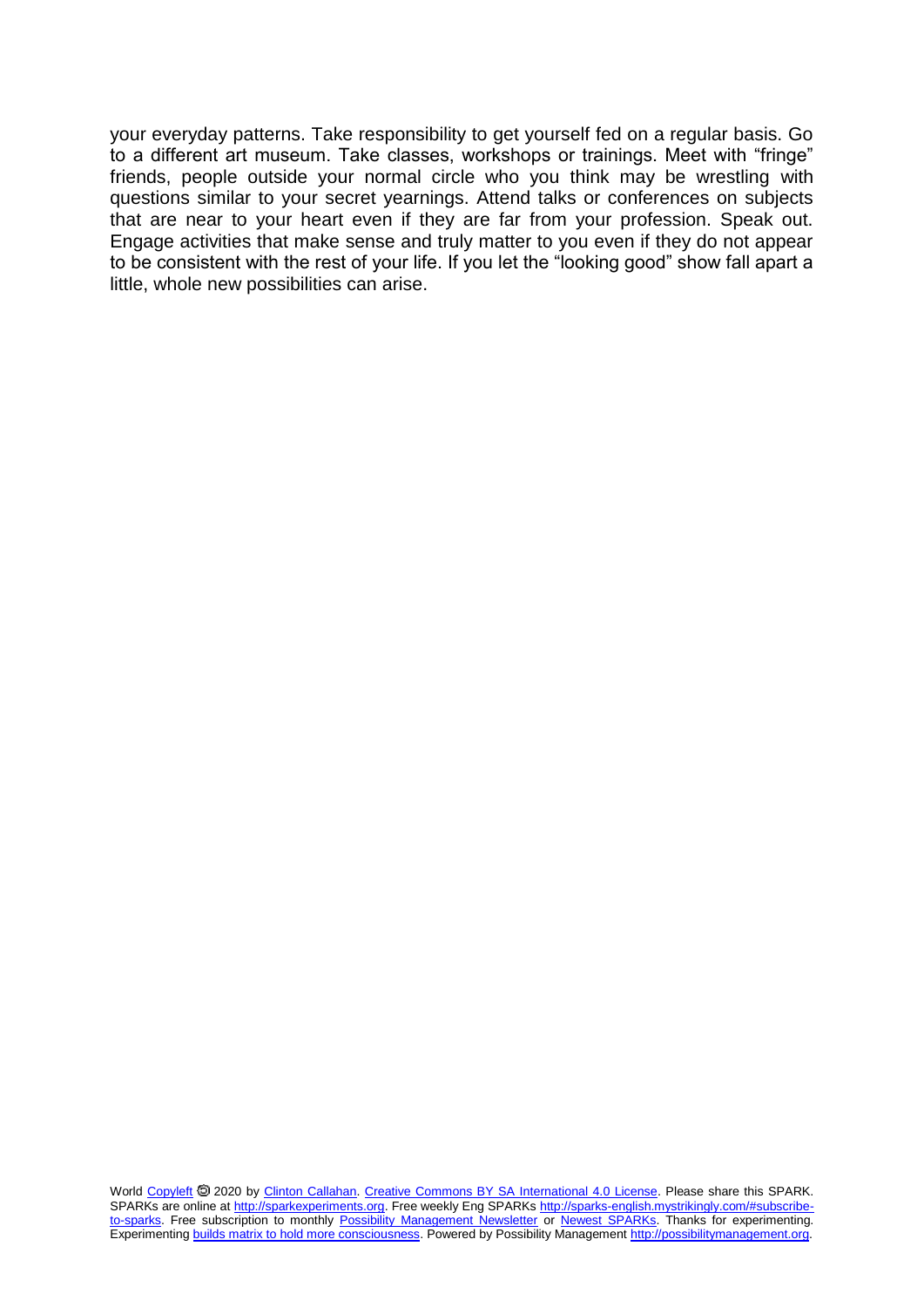your everyday patterns. Take responsibility to get yourself fed on a regular basis. Go to a different art museum. Take classes, workshops or trainings. Meet with "fringe" friends, people outside your normal circle who you think may be wrestling with questions similar to your secret yearnings. Attend talks or conferences on subjects that are near to your heart even if they are far from your profession. Speak out. Engage activities that make sense and truly matter to you even if they do not appear to be consistent with the rest of your life. If you let the "looking good" show fall apart a little, whole new possibilities can arise.

World Copyleft 🄯 2020 by Clinton Callahan. Creative Commons BY SA International 4.0 License. Please share this SPARK. SPARKs are online at http://sparkexperiments.org. Free weekly Eng SPARKs http://sparks-english.mystrikingly.com/#subscribe-to-sparks. Free subscription to monthly Possibility Management Newsletter or Newest SPARKs. Thanks for experimenting. Experimenting builds matrix to hold more consciousness. Powered by Possibility Management http://possibilitymanagement.org.